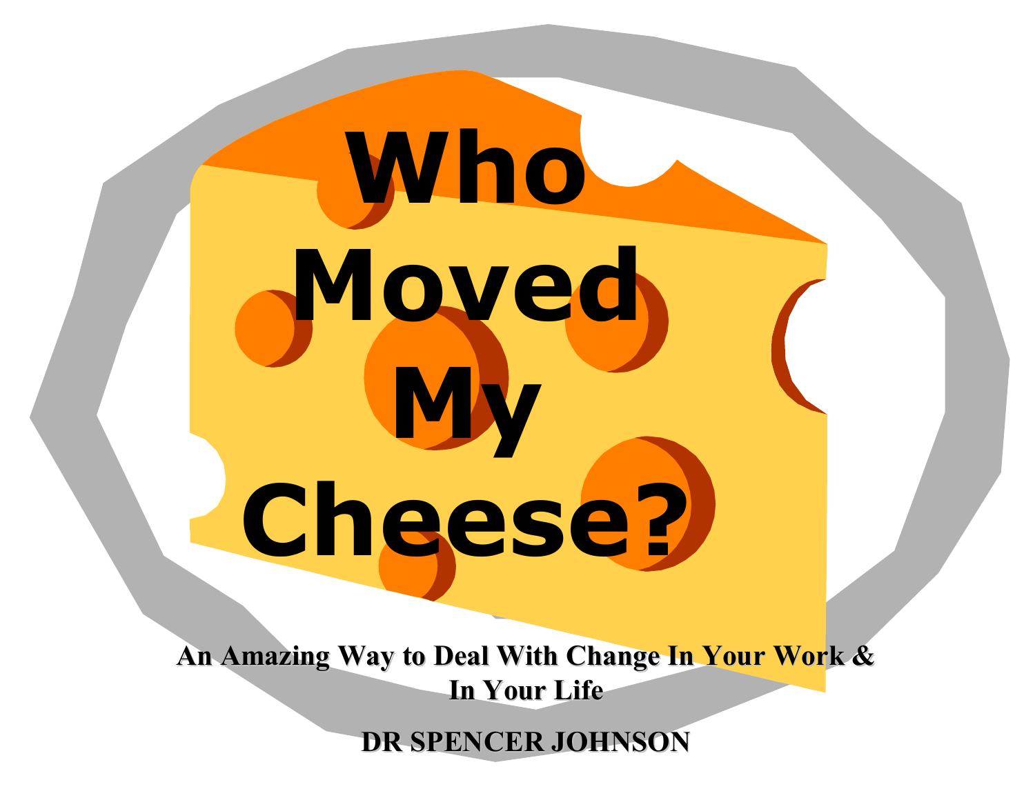# Who Moved My Cheese?

**An Amazing Way to Deal With Change In Your Work & In Your Life**

**DR SPENCER JOHNSON**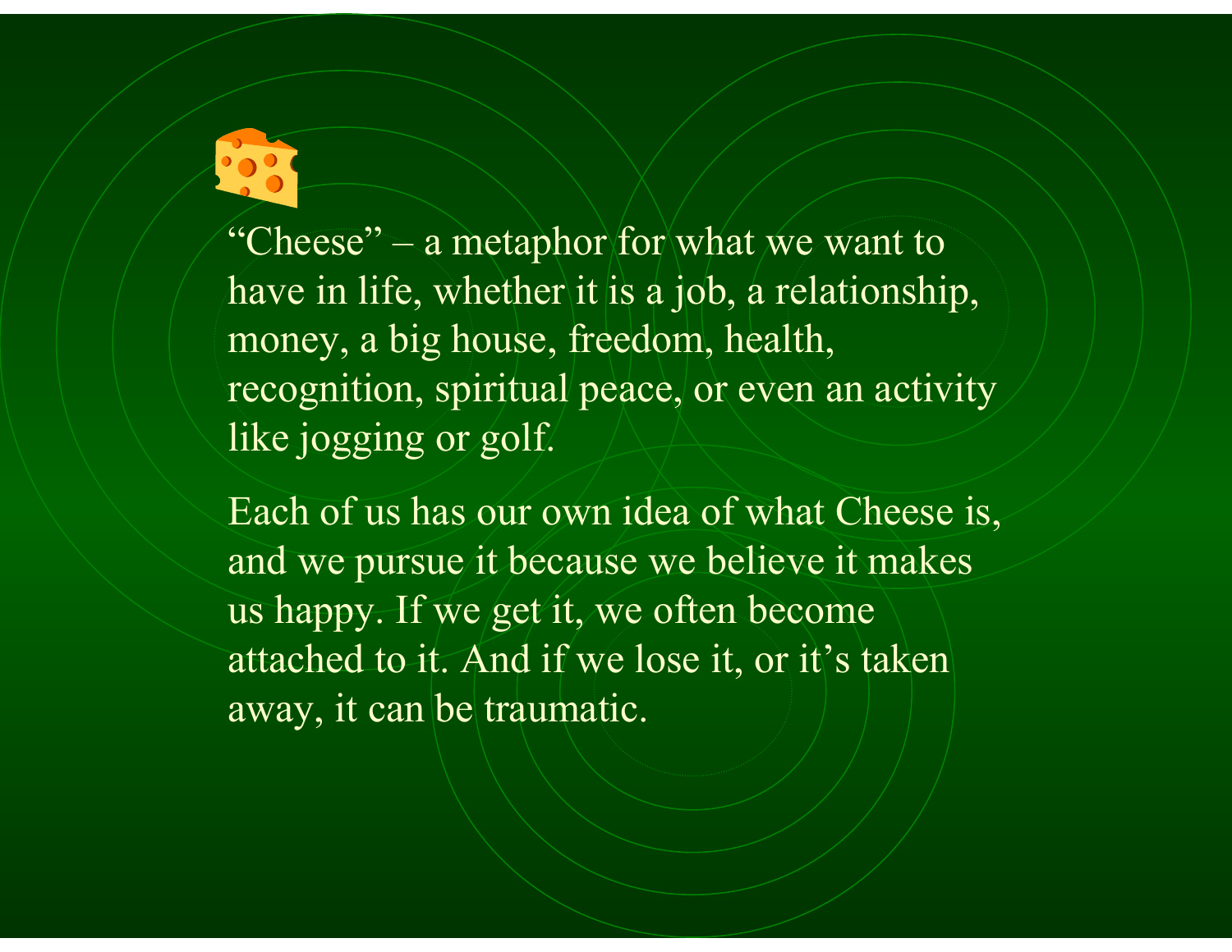"Cheese" – a metaphor for what we want to have in life, whether it is a job, a relationship, money, a big house, freedom, health, recognition, spiritual peace, or even an activity like jogging or golf.

Each of us has our own idea of what Cheese is, and we pursue it because we believe it makes us happy. If we get it, we often become attached to it. And if we lose it, or it's taken away, it can be traumatic.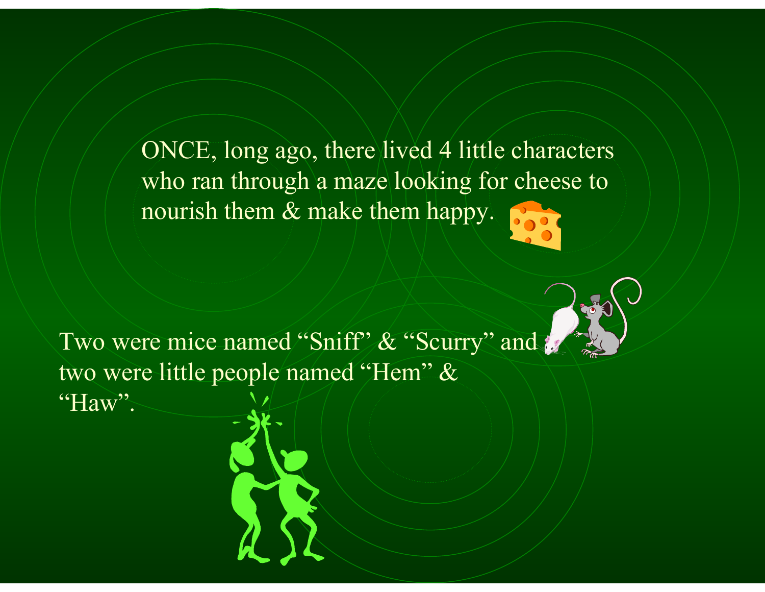ONCE, long ago, there lived 4 little characters who ran through a maze looking for cheese to nourish them & make them happy.

Two were mice named “Sniff” & “Scurry” and two were little people named “Hem” & “Haw”.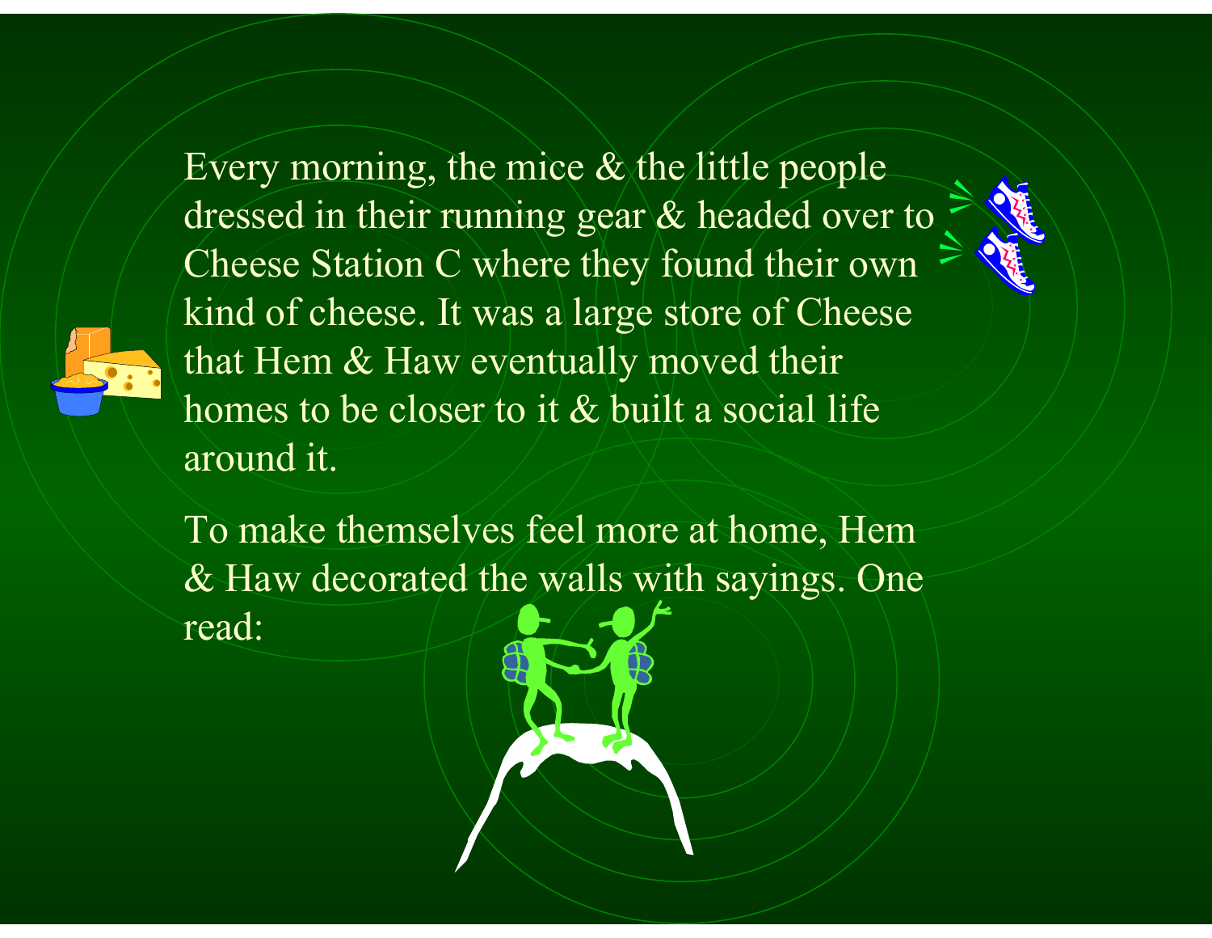Every morning, the mice & the little people dressed in their running gear & headed over to Cheese Station C where they found their own kind of cheese. It was a large store of Cheese that Hem & Haw eventually moved their homes to be closer to it & built a social life around it.

To make themselves feel more at home, Hem & Haw decorated the walls with sayings. One read: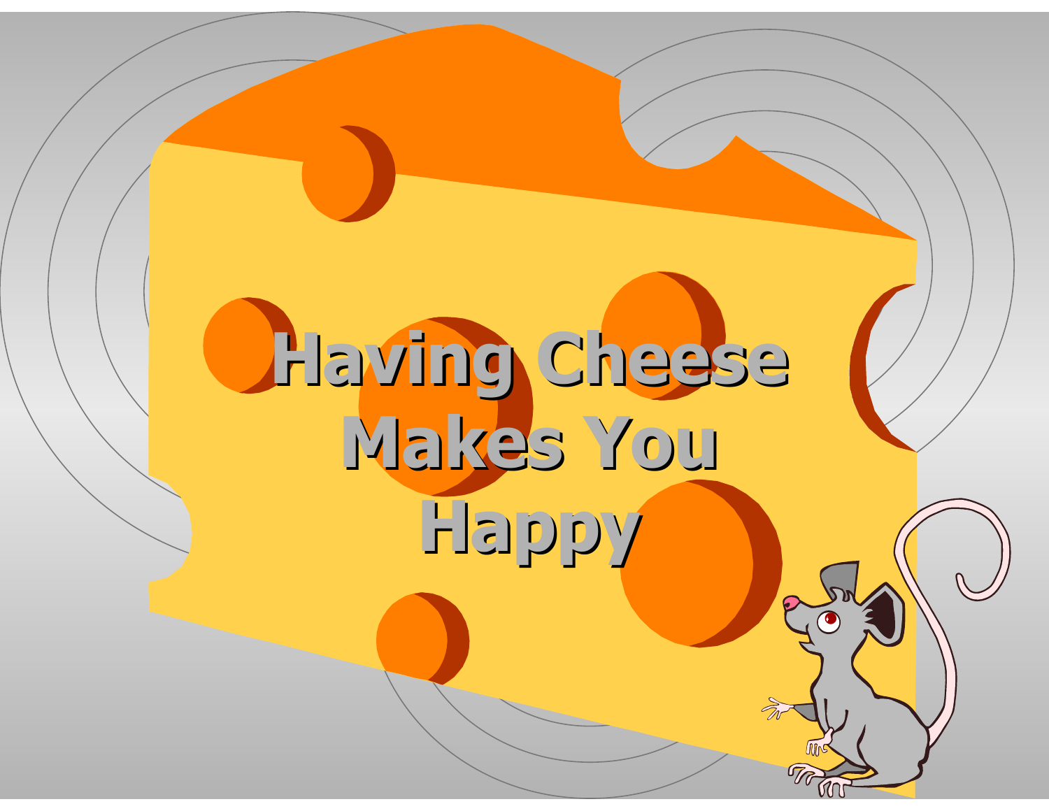# Having Cheese Makes You Happy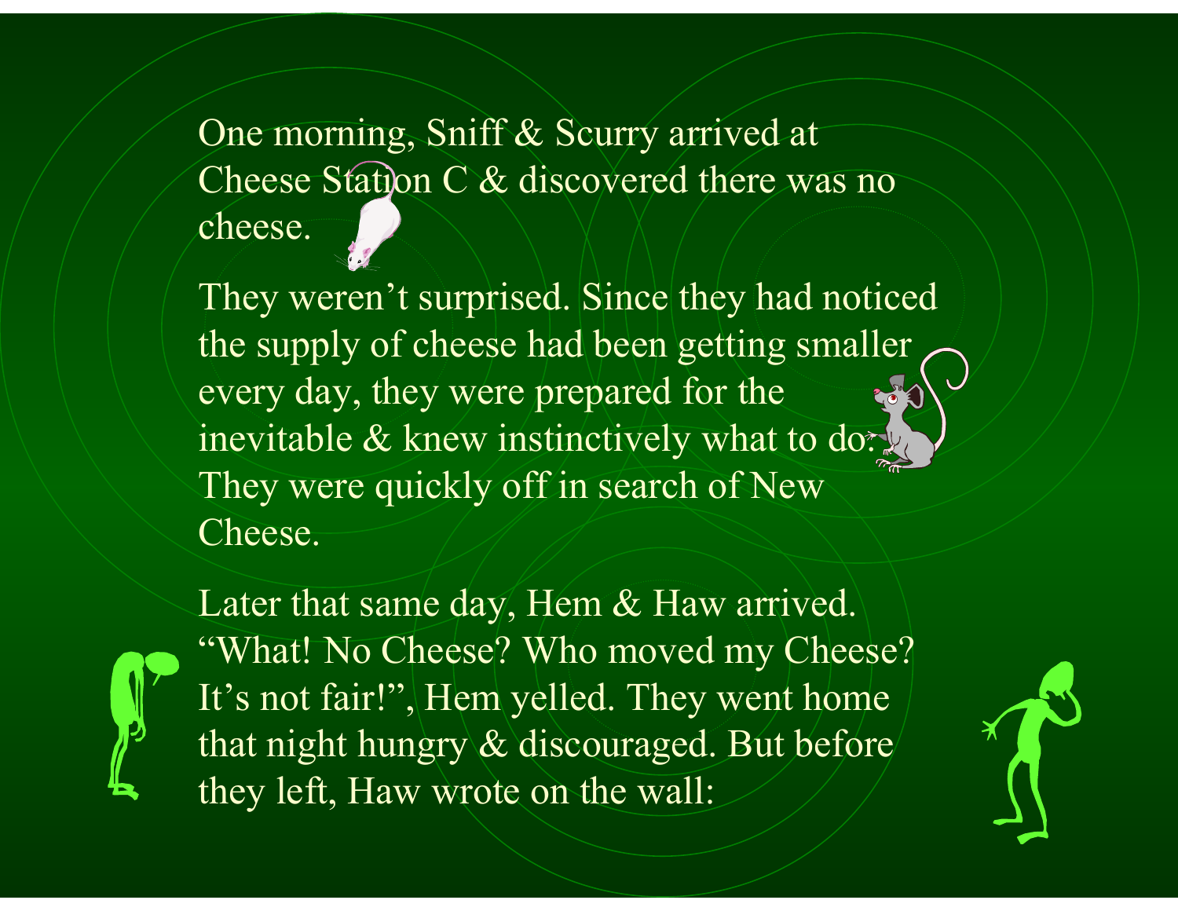One morning, Sniff & Scurry arrived at Cheese Station C & discovered there was no cheese.

They weren't surprised. Since they had noticed the supply of cheese had been getting smaller every day, they were prepared for the inevitable & knew instinctively what to do. They were quickly off in search of New Cheese.

Later that same day, Hem & Haw arrived. "What! No Cheese? Who moved my Cheese? It's not fair!", Hem yelled. They went home that night hungry & discouraged. But before they left, Haw wrote on the wall: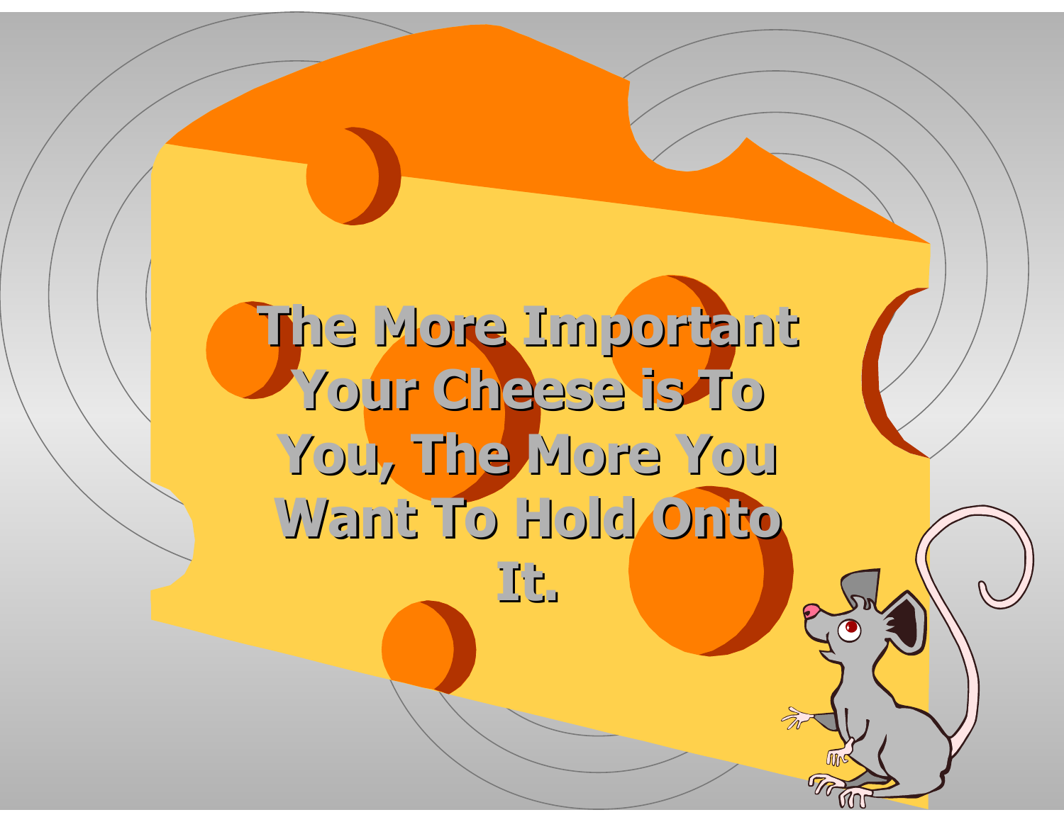# The More Important Your Cheese is To You, The More You Want To Hold Onto It.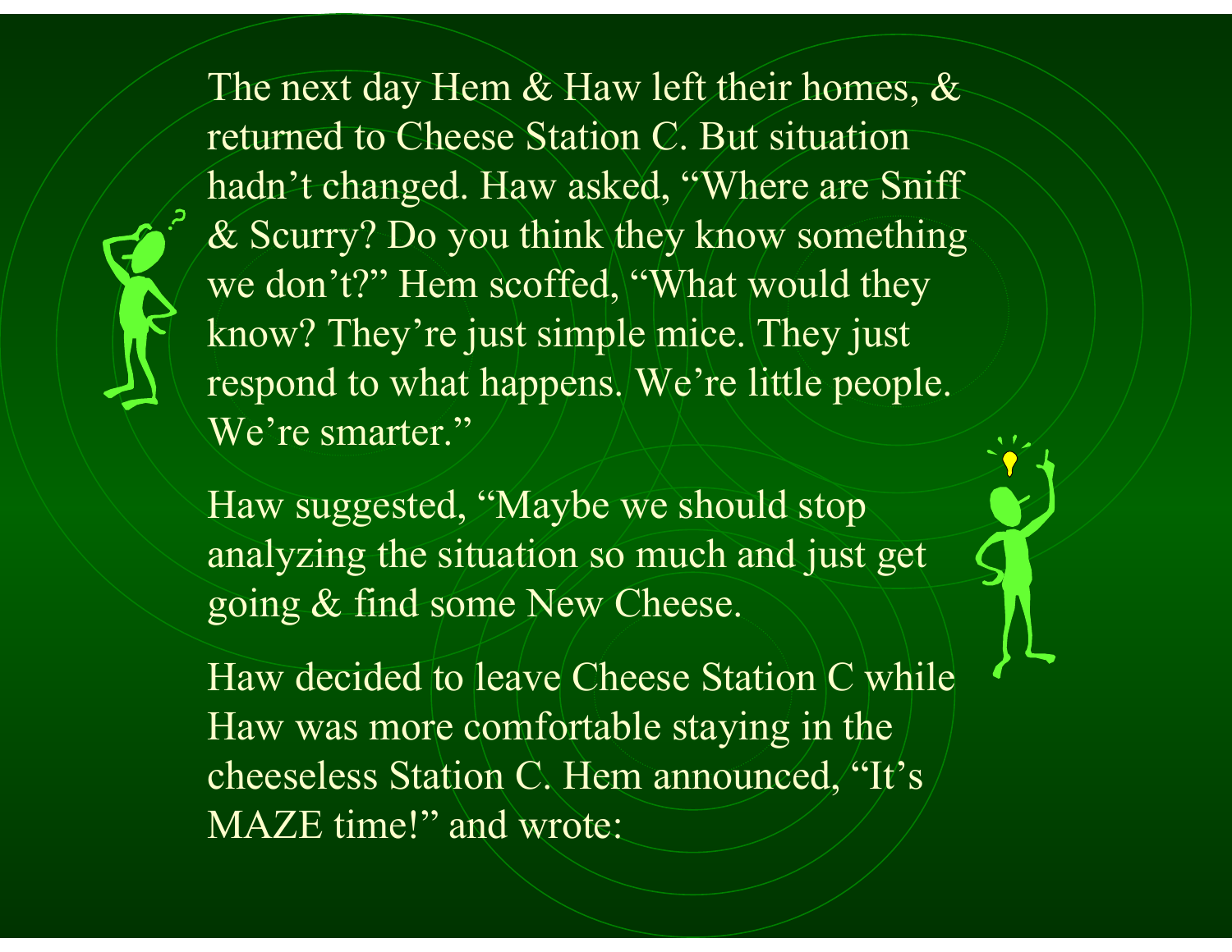The next day Hem & Haw left their homes, & returned to Cheese Station C. But situation hadn't changed. Haw asked, "Where are Sniff & Scurry? Do you think they know something we don't?" Hem scoffed, "What would they know? They're just simple mice. They just respond to what happens. We're little people. We're smarter."

Haw suggested, "Maybe we should stop analyzing the situation so much and just get going & find some New Cheese.

Haw decided to leave Cheese Station C while Haw was more comfortable staying in the cheeseless Station C. Hem announced, "It's MAZE time!" and wrote: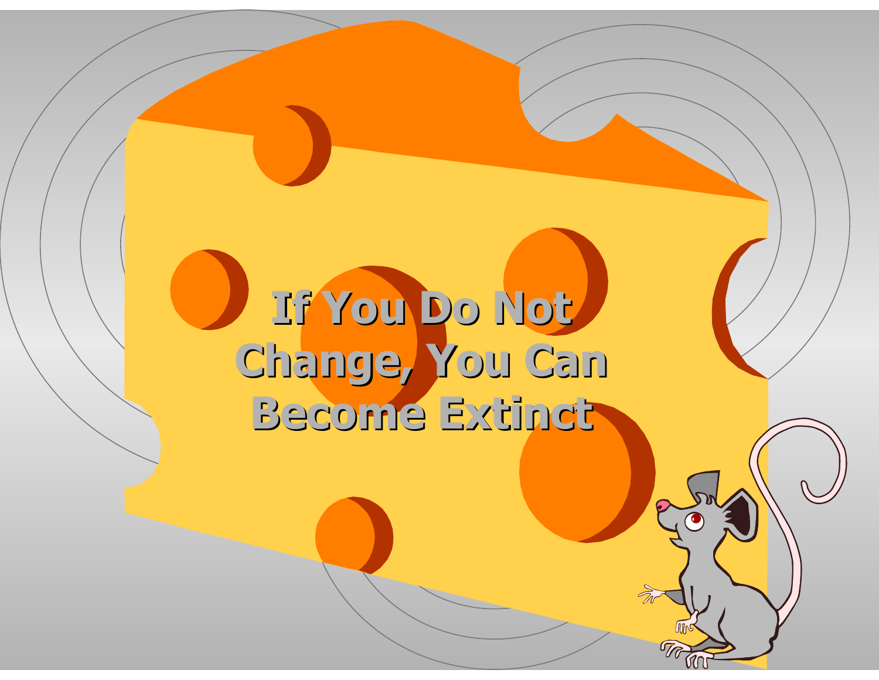# If You Do Not Change, You Can Become Extinct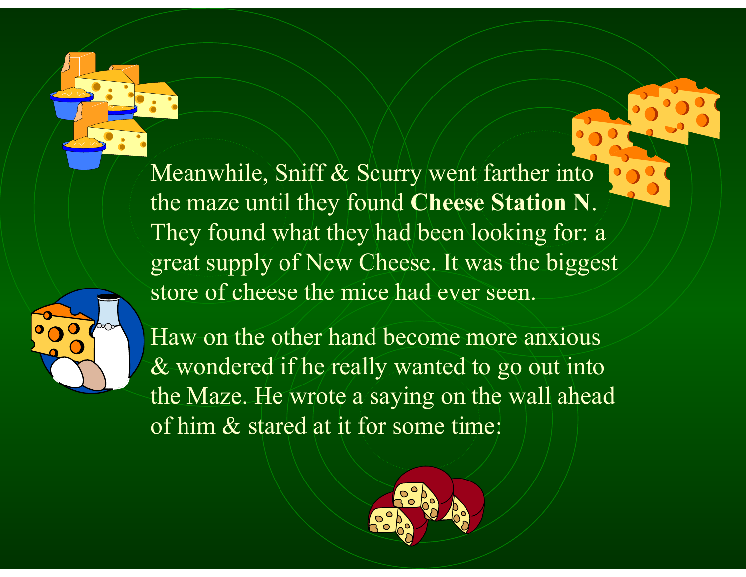Meanwhile, Sniff & Scurry went farther into the maze until they found **Cheese Station N**. They found what they had been looking for: a great supply of New Cheese. It was the biggest store of cheese the mice had ever seen.

Haw on the other hand become more anxious & wondered if he really wanted to go out into the Maze. He wrote a saying on the wall ahead of him & stared at it for some time: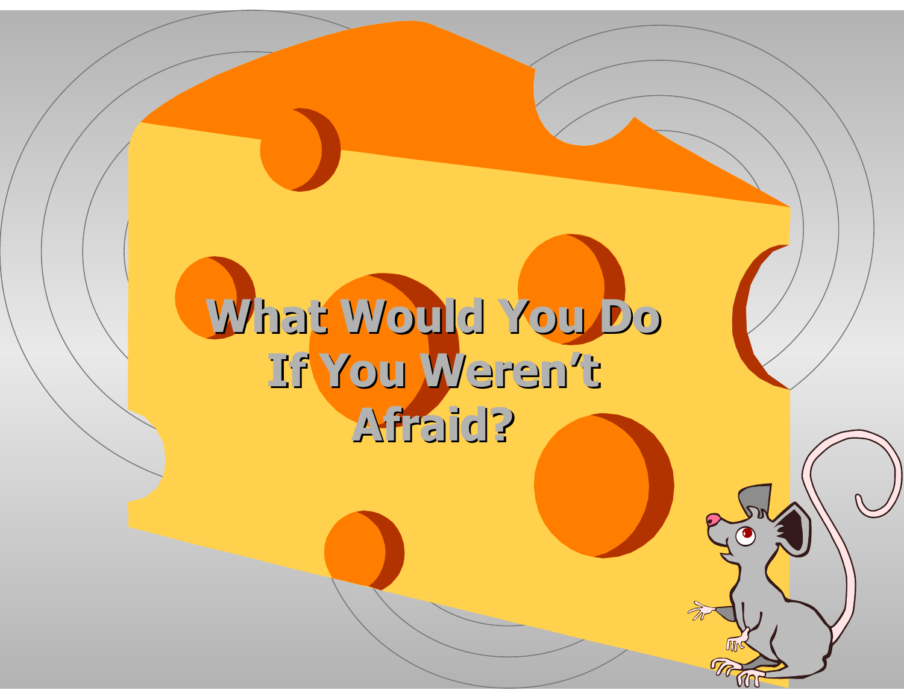# What Would You Do If You Weren't Afraid?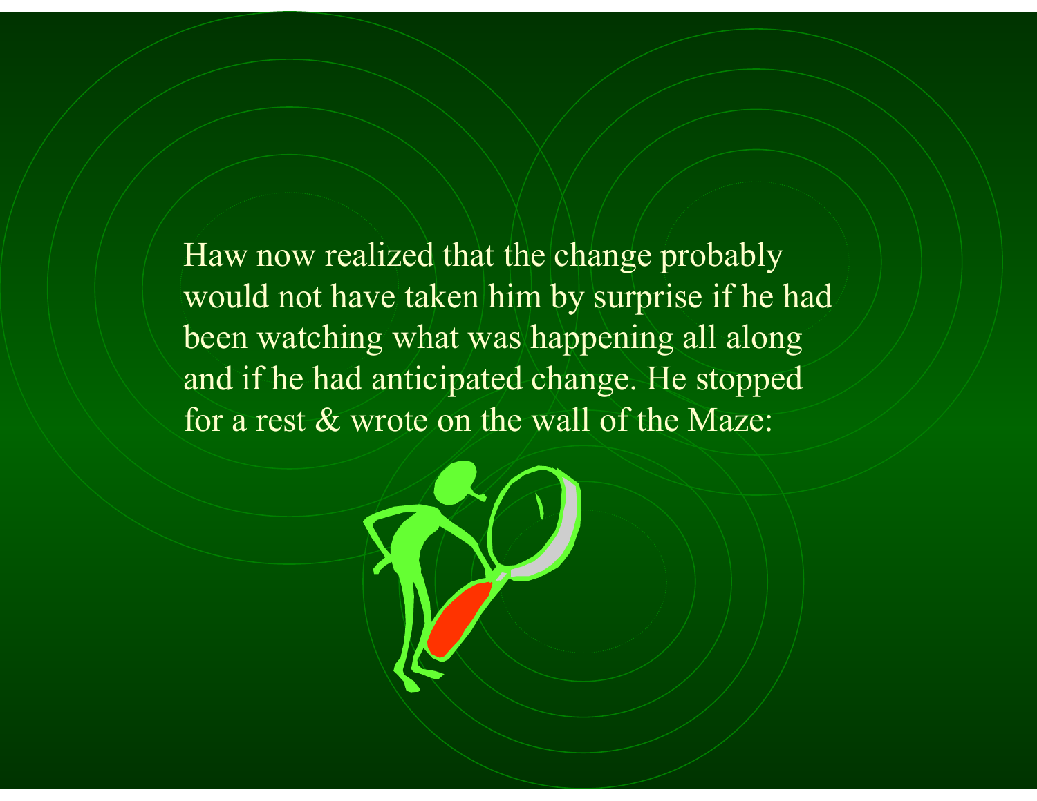Haw now realized that the change probably would not have taken him by surprise if he had been watching what was happening all along and if he had anticipated change. He stopped for a rest & wrote on the wall of the Maze: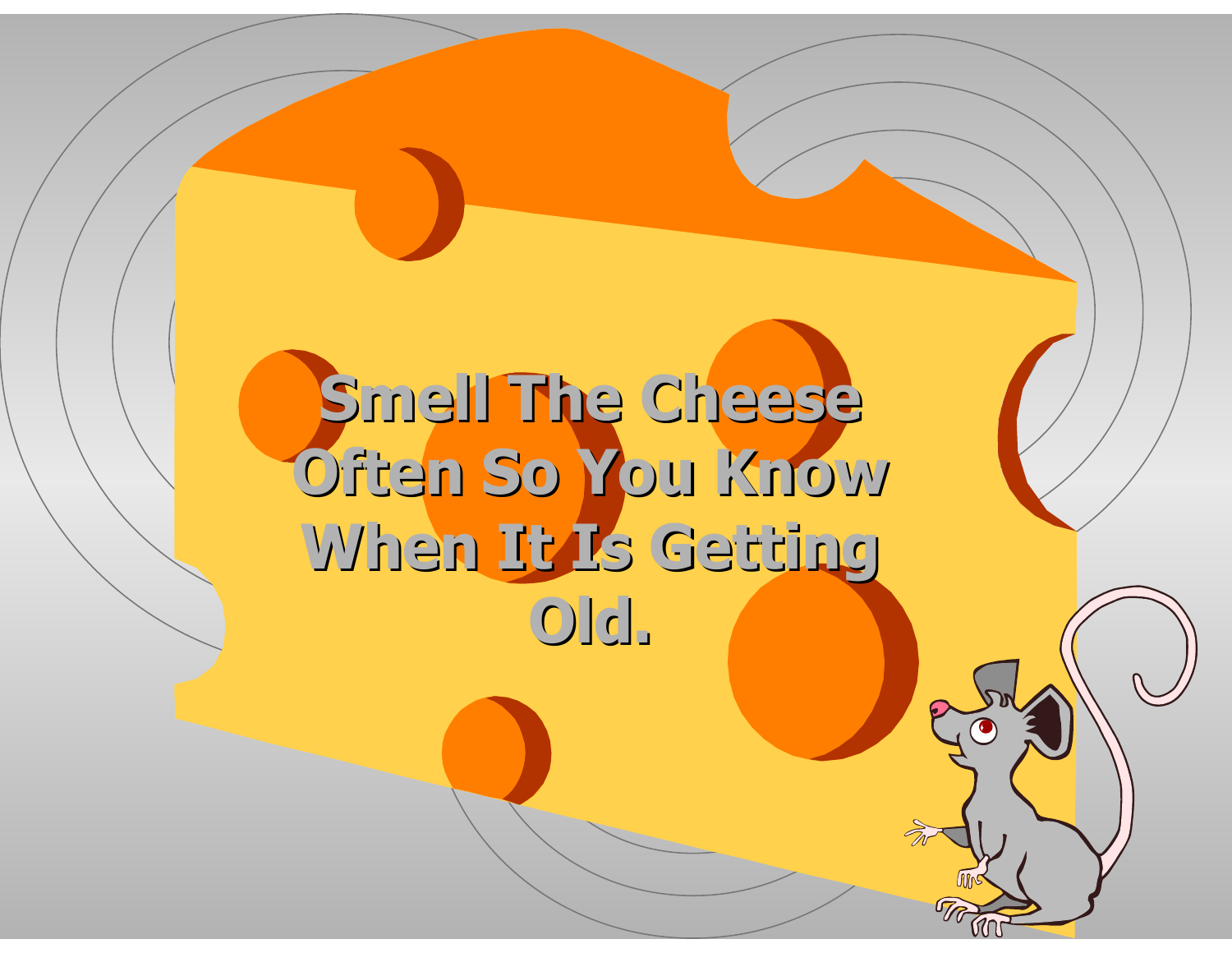# Smell The Cheese Often So You Know When It Is Getting Old.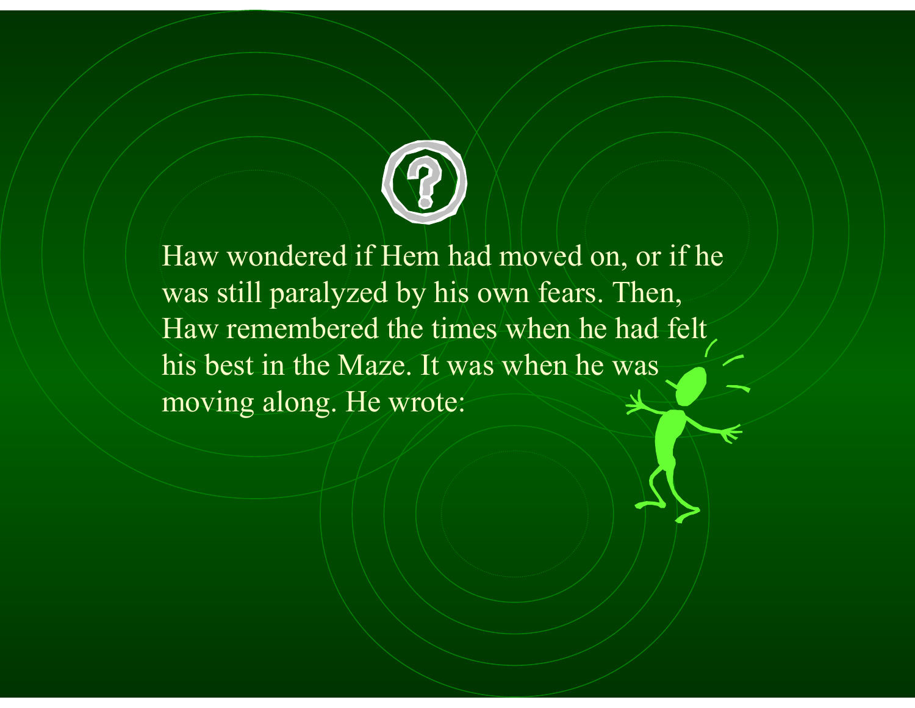Haw wondered if Hem had moved on, or if he was still paralyzed by his own fears. Then, Haw remembered the times when he had felt his best in the Maze. It was when he was moving along. He wrote: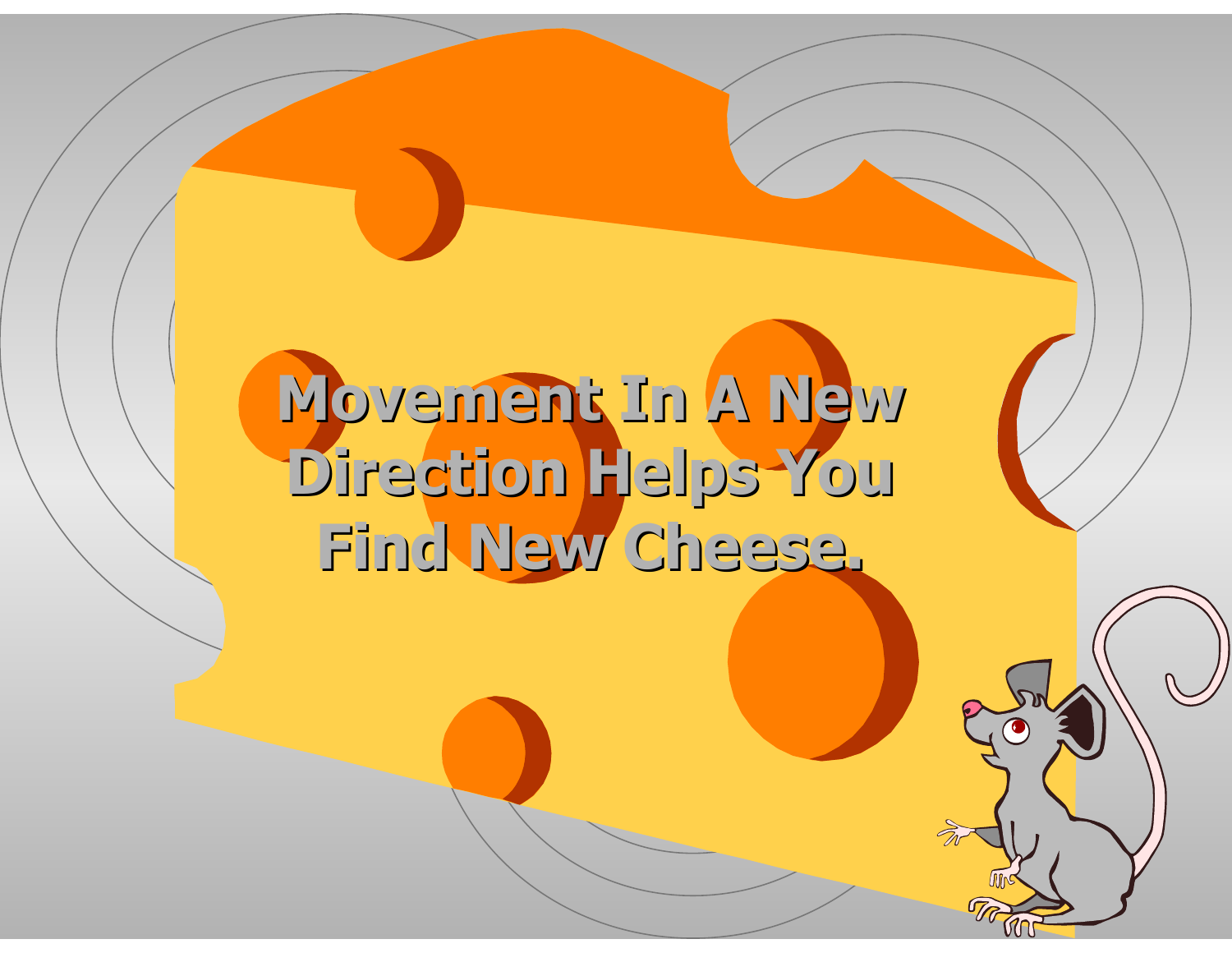# Movement In A New Direction Helps You Find New Cheese.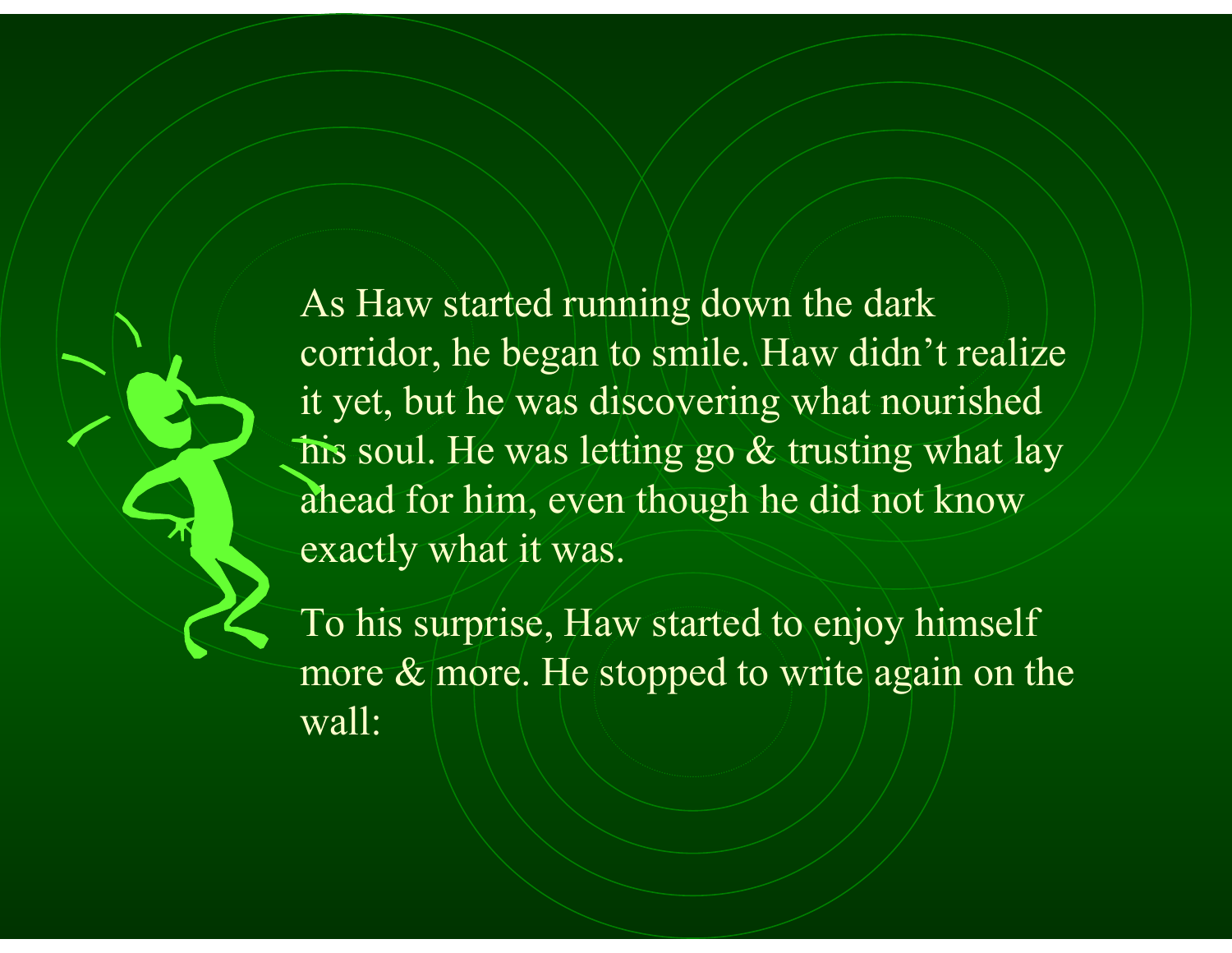As Haw started running down the dark corridor, he began to smile. Haw didn't realize it yet, but he was discovering what nourished his soul. He was letting go & trusting what lay ahead for him, even though he did not know exactly what it was.

To his surprise, Haw started to enjoy himself more & more. He stopped to write again on the wall: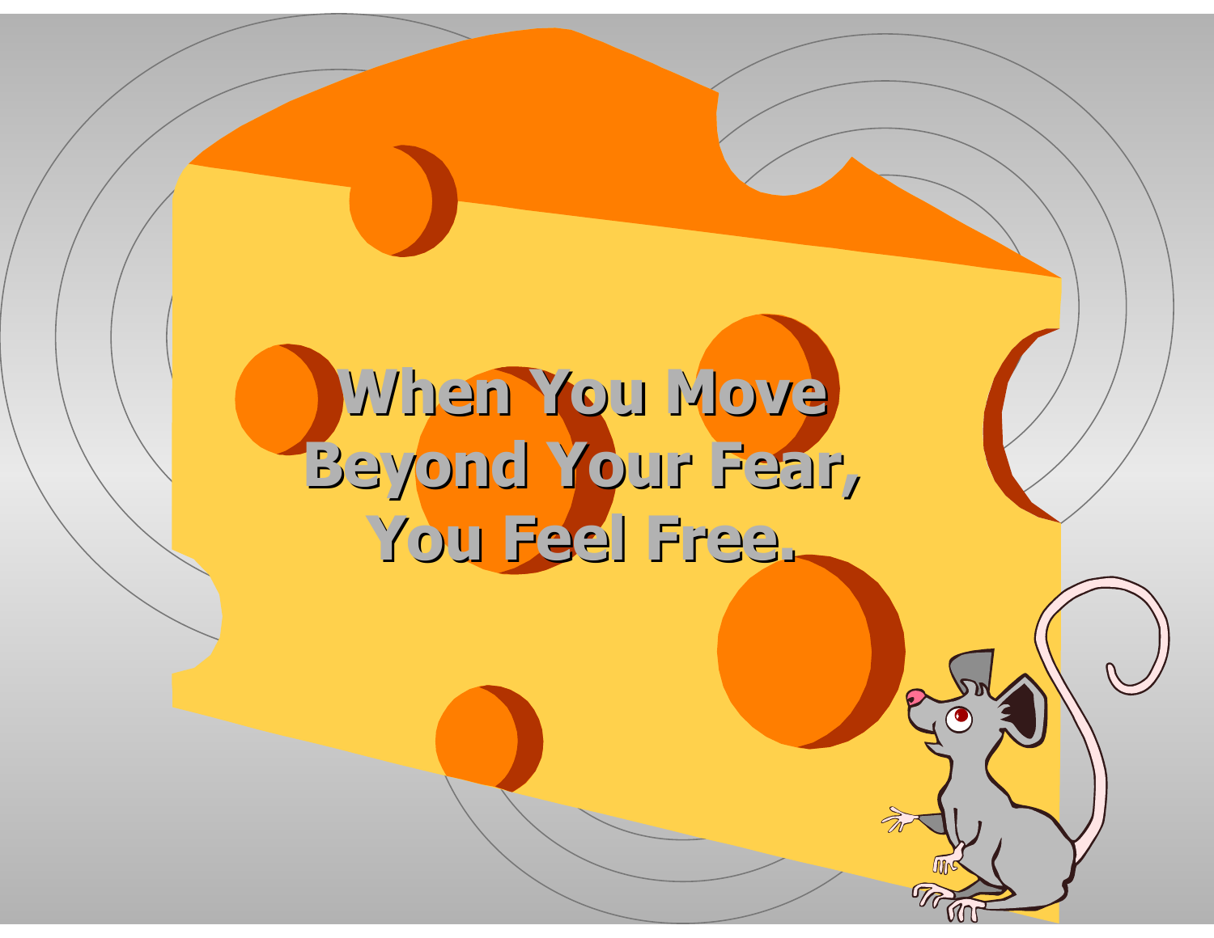**When You Move Beyond Your Fear, You Feel Free.**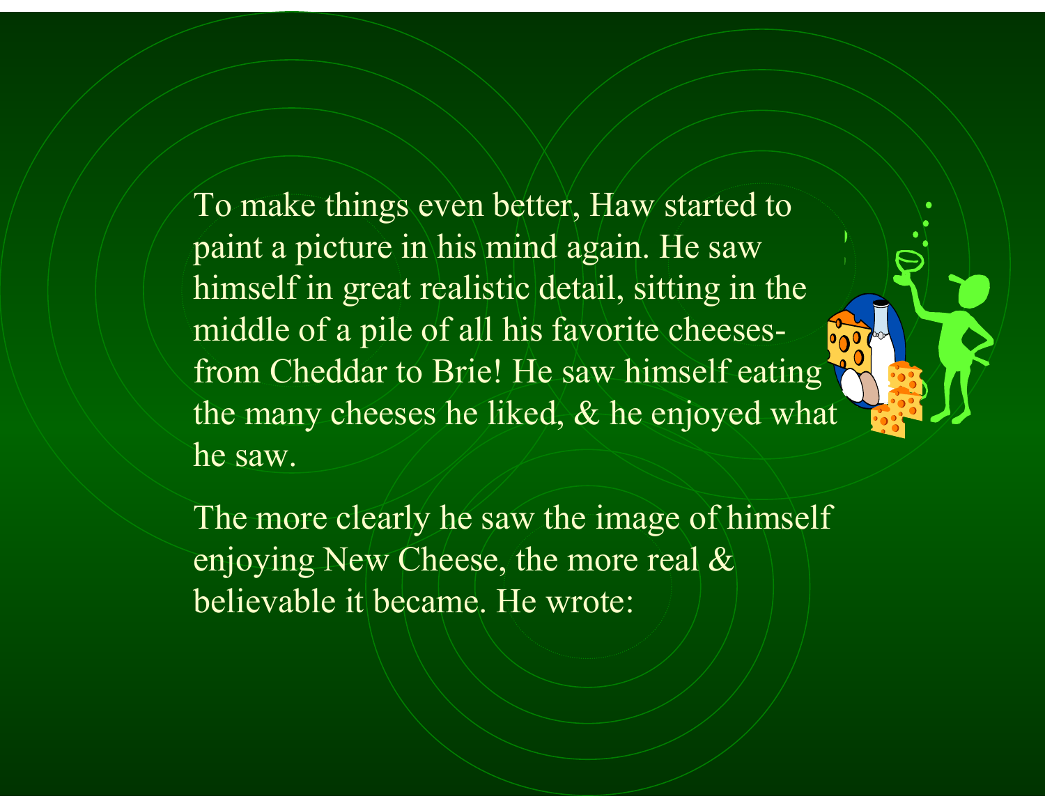To make things even better, Haw started to paint a picture in his mind again. He saw himself in great realistic detail, sitting in the middle of a pile of all his favorite cheeses- from Cheddar to Brie! He saw himself eating the many cheeses he liked, & he enjoyed what he saw.

The more clearly he saw the image of himself enjoying New Cheese, the more real & believable it became. He wrote: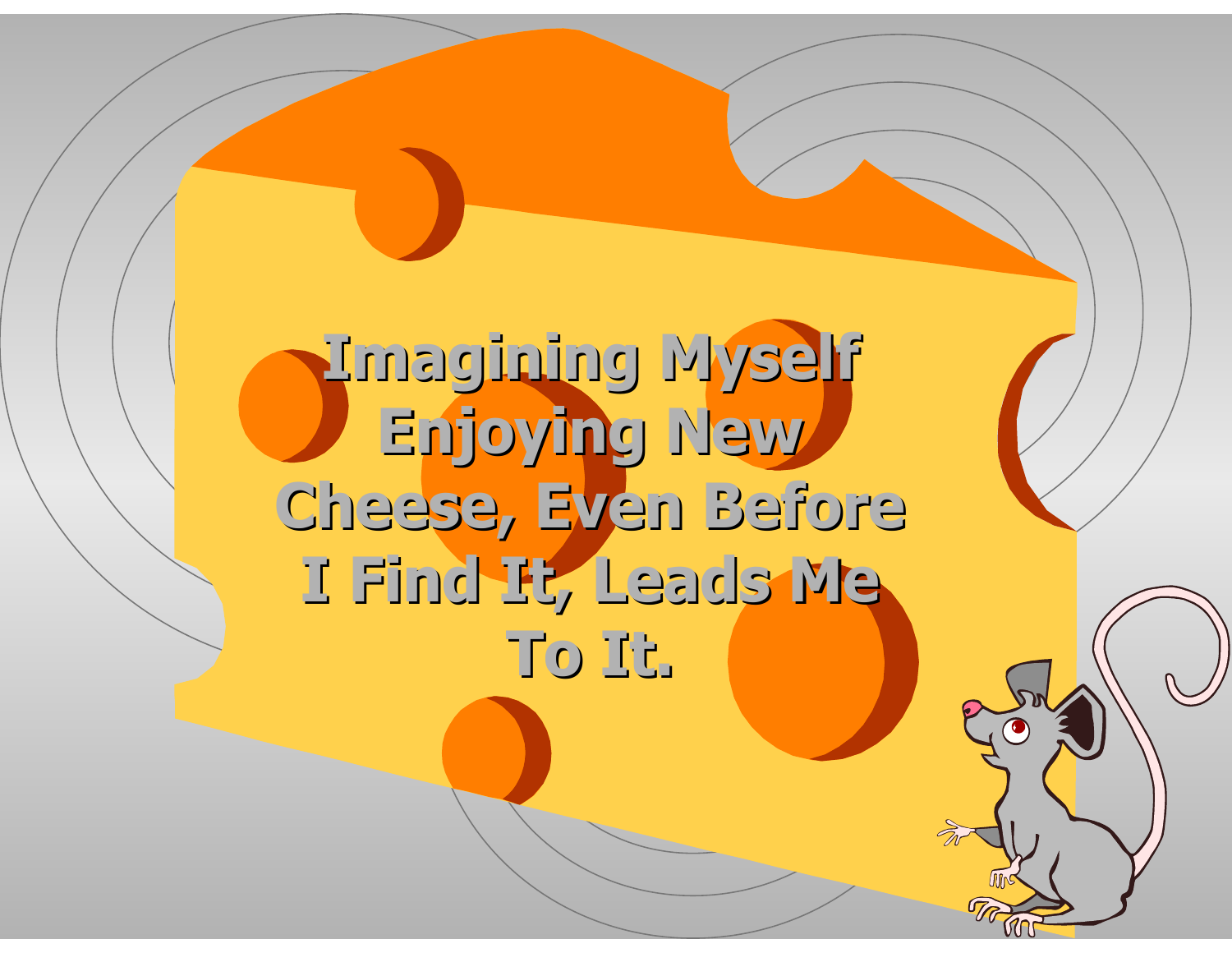# Imagining Myself Enjoying New Cheese, Even Before I Find It, Leads Me To It.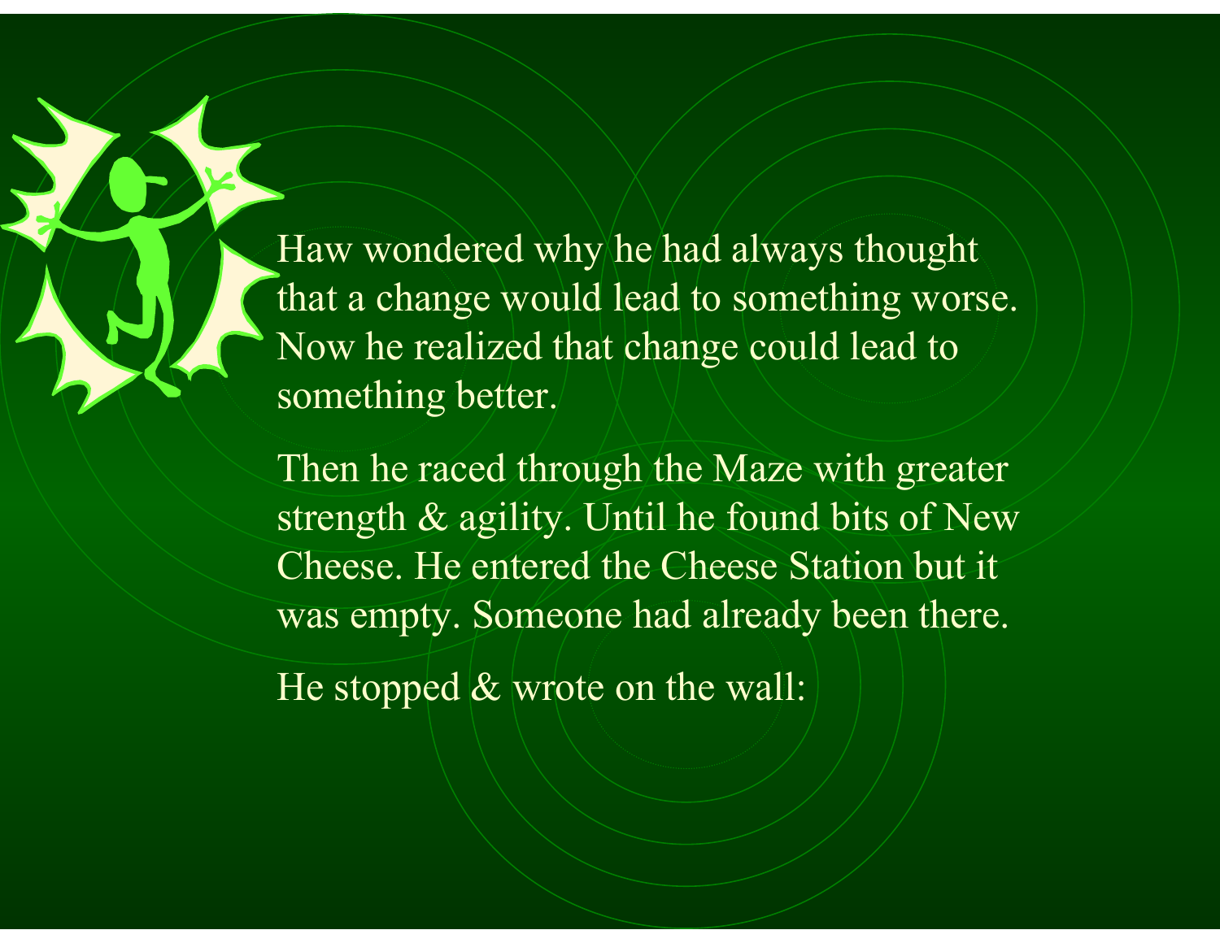Haw wondered why he had always thought that a change would lead to something worse. Now he realized that change could lead to something better.

Then he raced through the Maze with greater strength & agility. Until he found bits of New Cheese. He entered the Cheese Station but it was empty. Someone had already been there.

He stopped & wrote on the wall: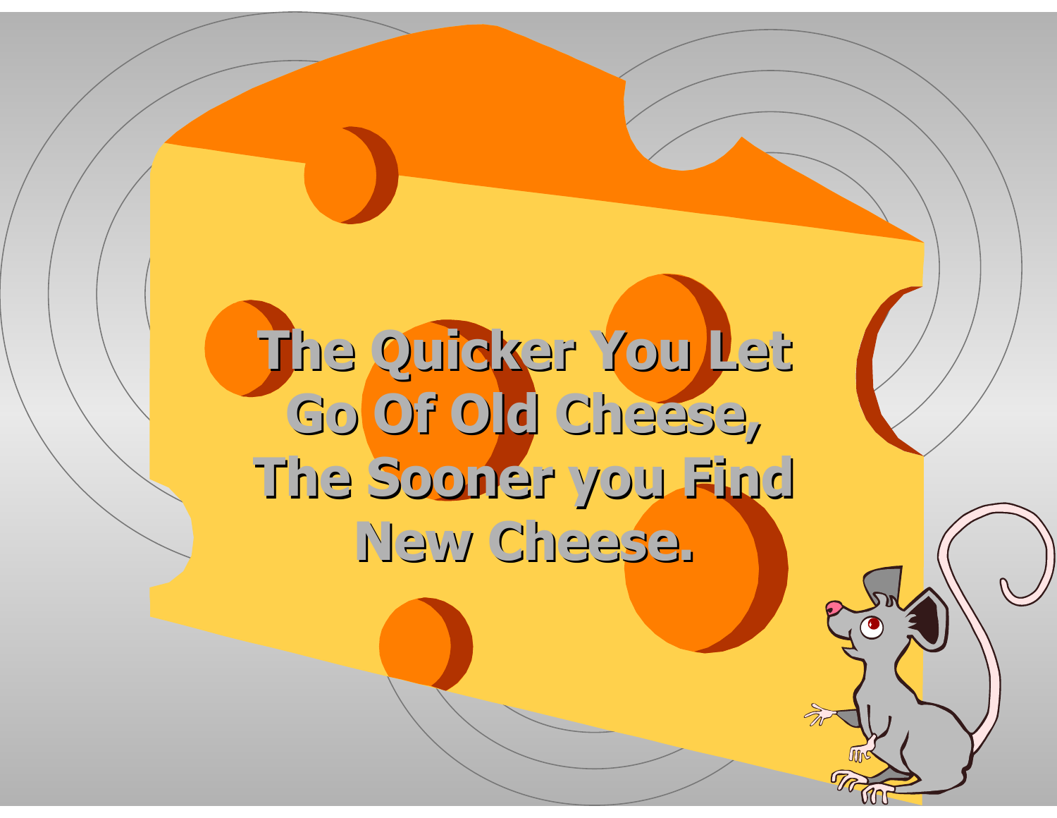# The Quicker You Let Go Of Old Cheese, The Sooner you Find New Cheese.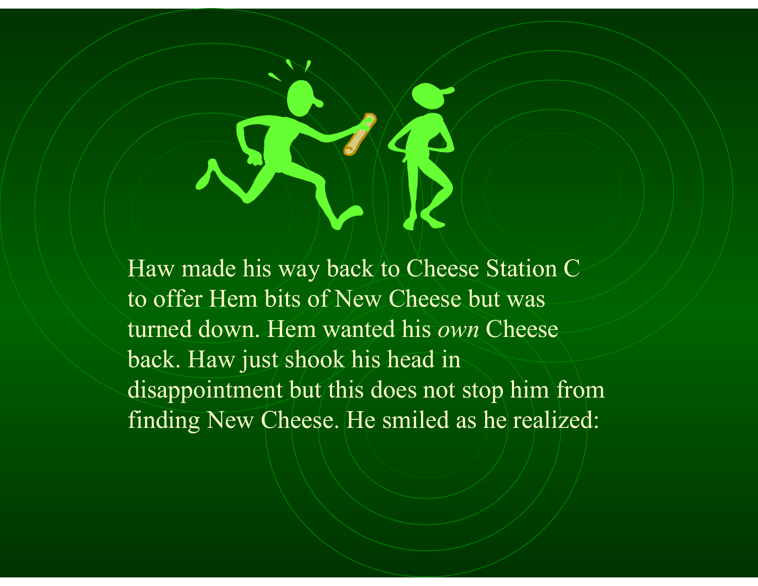Haw made his way back to Cheese Station C to offer Hem bits of New Cheese but was turned down. Hem wanted his *own* Cheese back. Haw just shook his head in disappointment but this does not stop him from finding New Cheese. He smiled as he realized: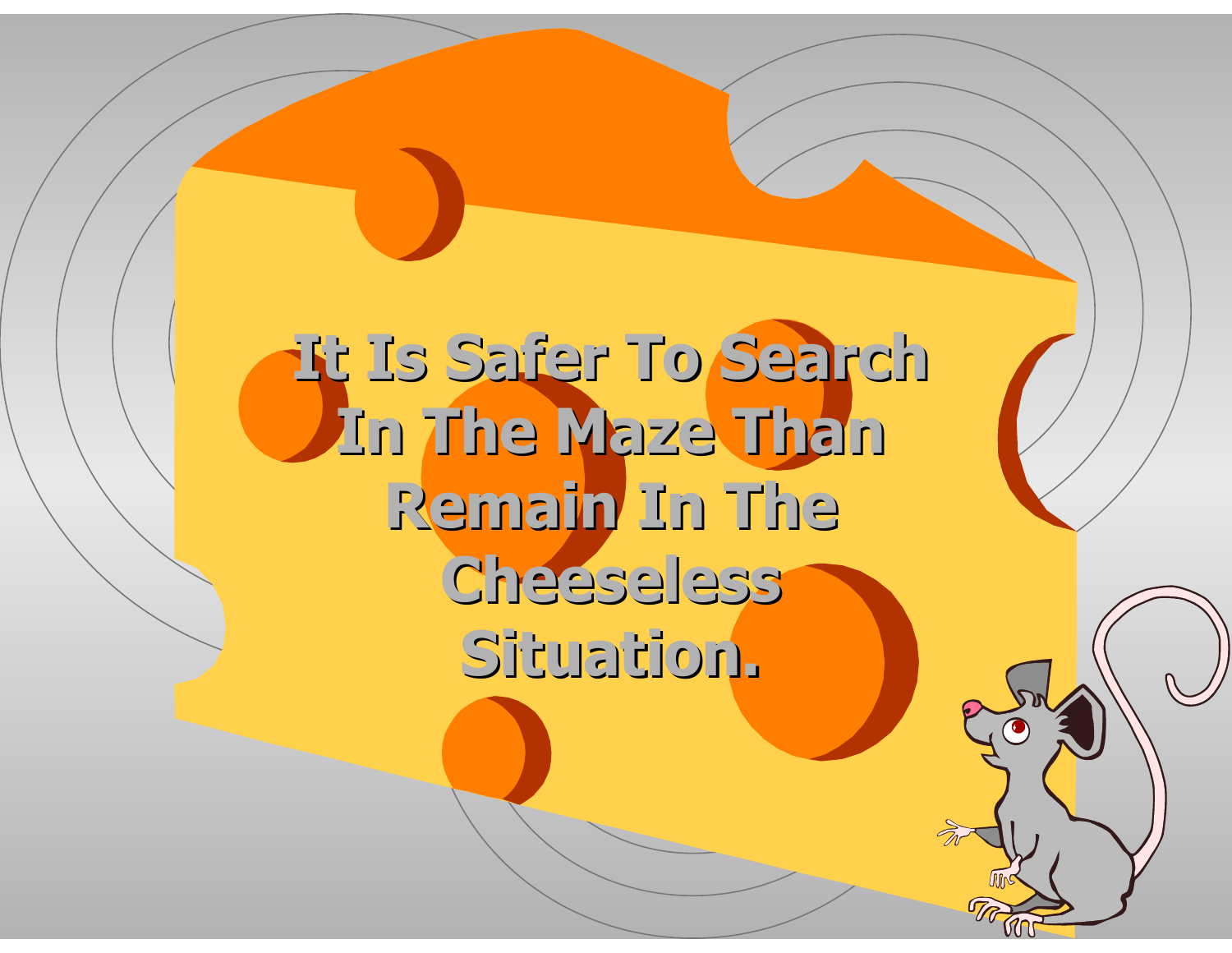# It Is Safer To Search In The Maze Than Remain In The Cheeseless Situation.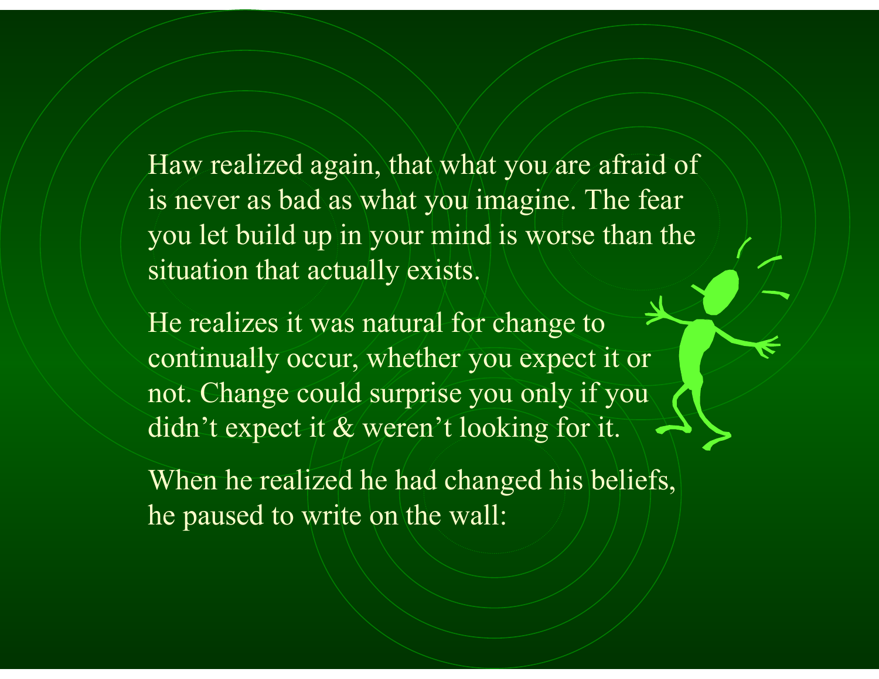Haw realized again, that what you are afraid of is never as bad as what you imagine. The fear you let build up in your mind is worse than the situation that actually exists.

He realizes it was natural for change to continually occur, whether you expect it or not. Change could surprise you only if you didn’t expect it & weren’t looking for it.

When he realized he had changed his beliefs, he paused to write on the wall: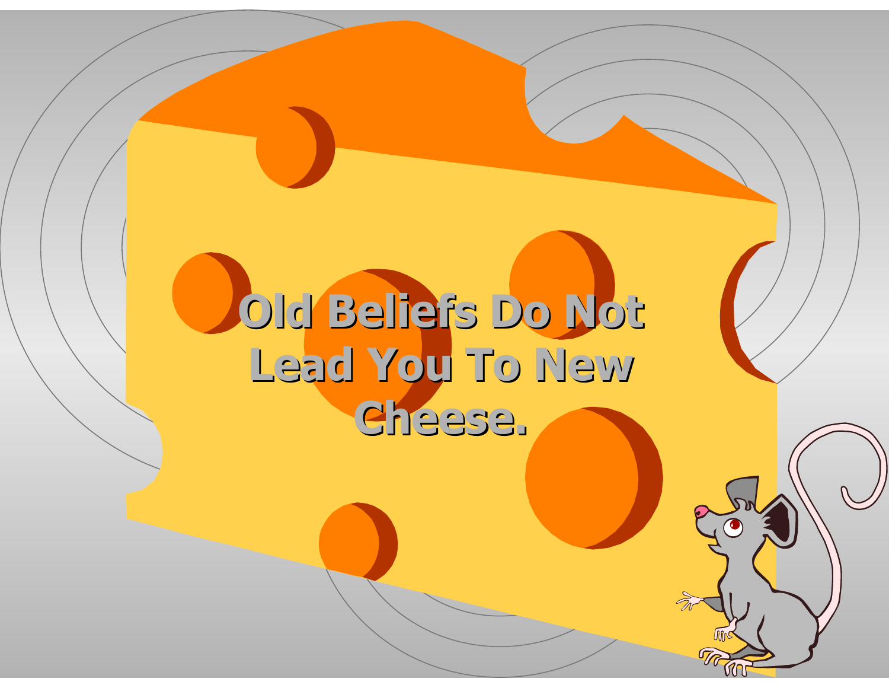# Old Beliefs Do Not Lead You To New Cheese.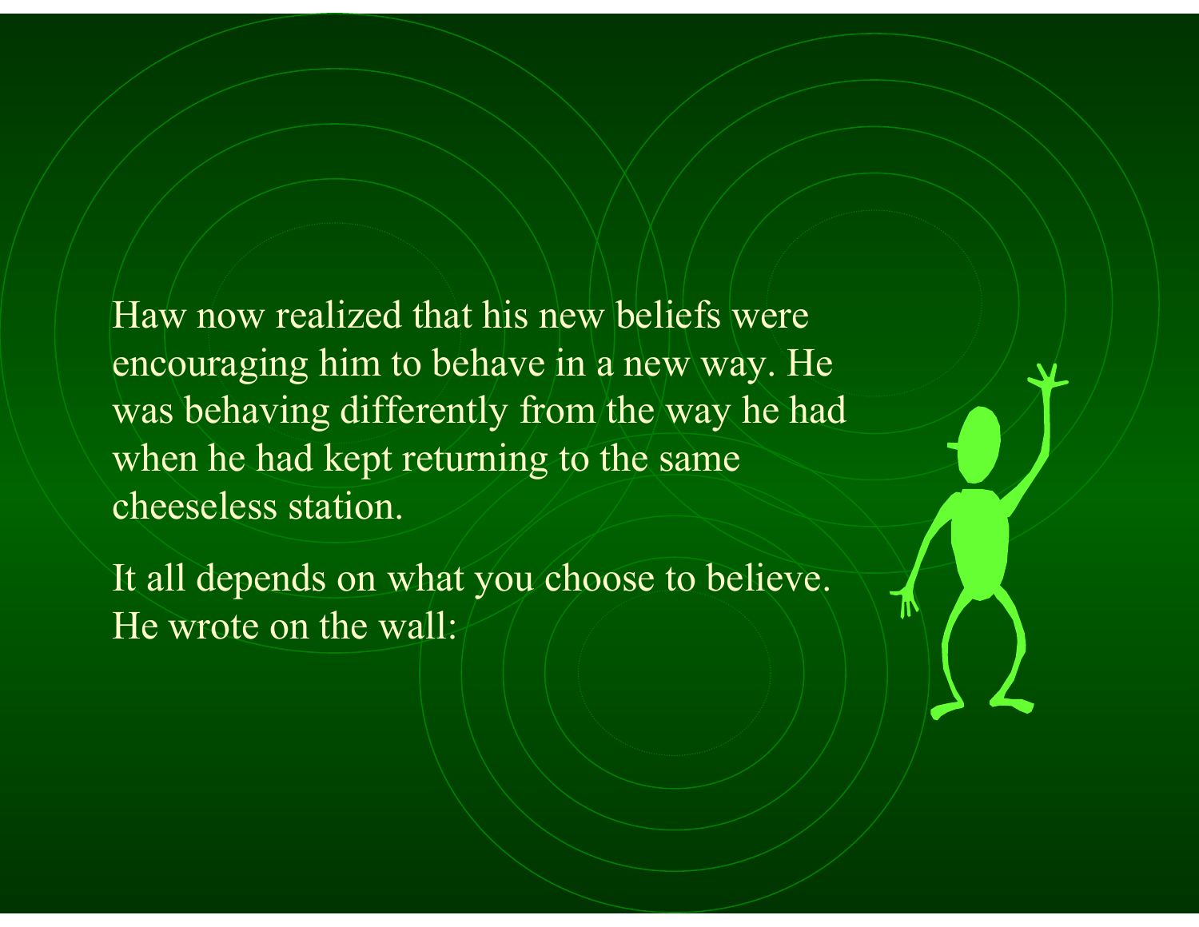Haw now realized that his new beliefs were encouraging him to behave in a new way. He was behaving differently from the way he had when he had kept returning to the same cheeseless station.

It all depends on what you choose to believe. He wrote on the wall: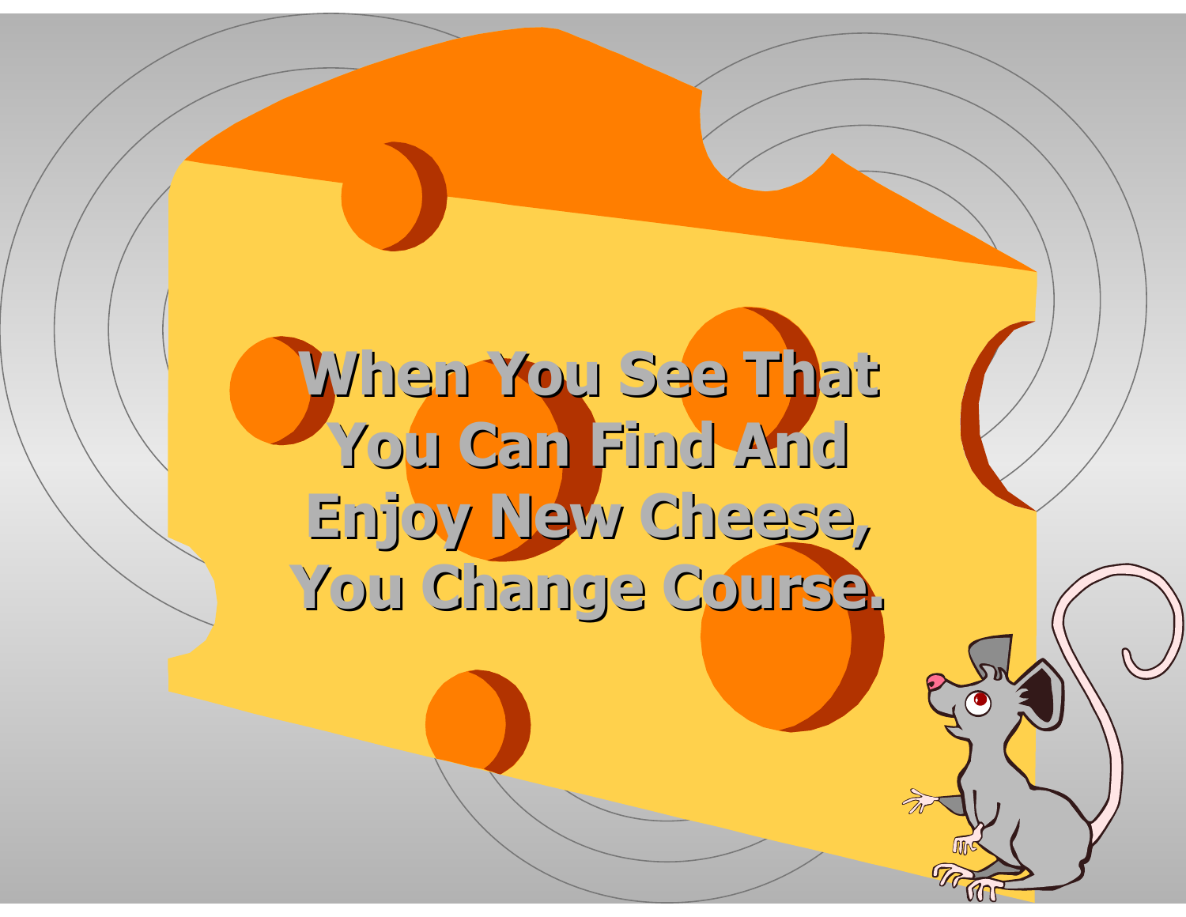**When You See That You Can Find And Enjoy New Cheese, You Change Course.**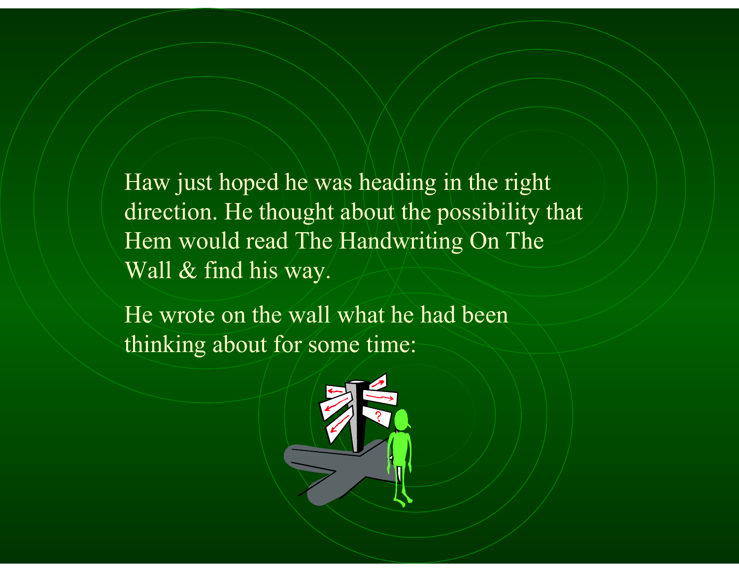Haw just hoped he was heading in the right direction. He thought about the possibility that Hem would read The Handwriting On The Wall & find his way.

He wrote on the wall what he had been thinking about for some time: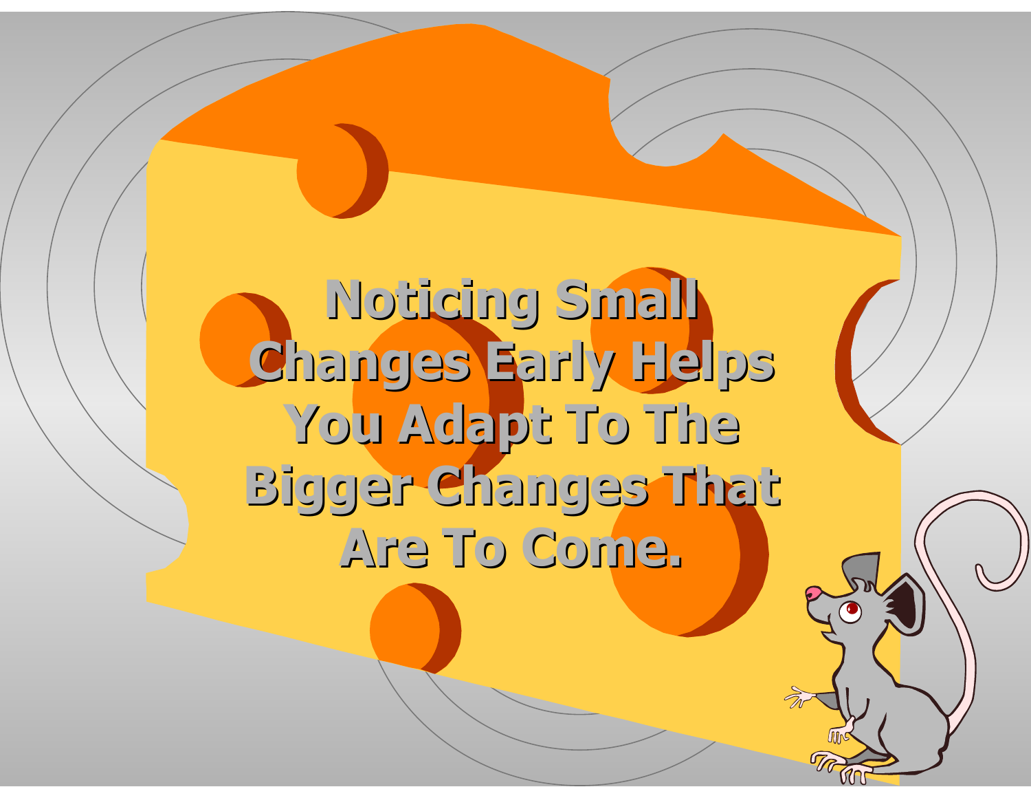# Noticing Small Changes Early Helps You Adapt To The Bigger Changes That Are To Come.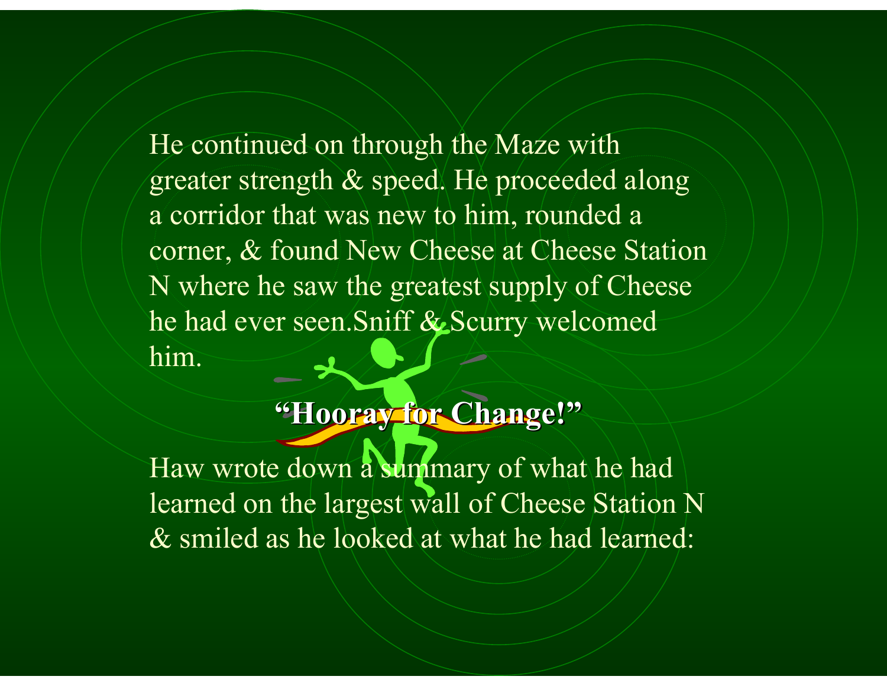He continued on through the Maze with greater strength & speed. He proceeded along a corridor that was new to him, rounded a corner, & found New Cheese at Cheese Station N where he saw the greatest supply of Cheese he had ever seen.Sniff & Scurry welcomed him.

**"Hooray for Change!"**

Haw wrote down a summary of what he had learned on the largest wall of Cheese Station N & smiled as he looked at what he had learned: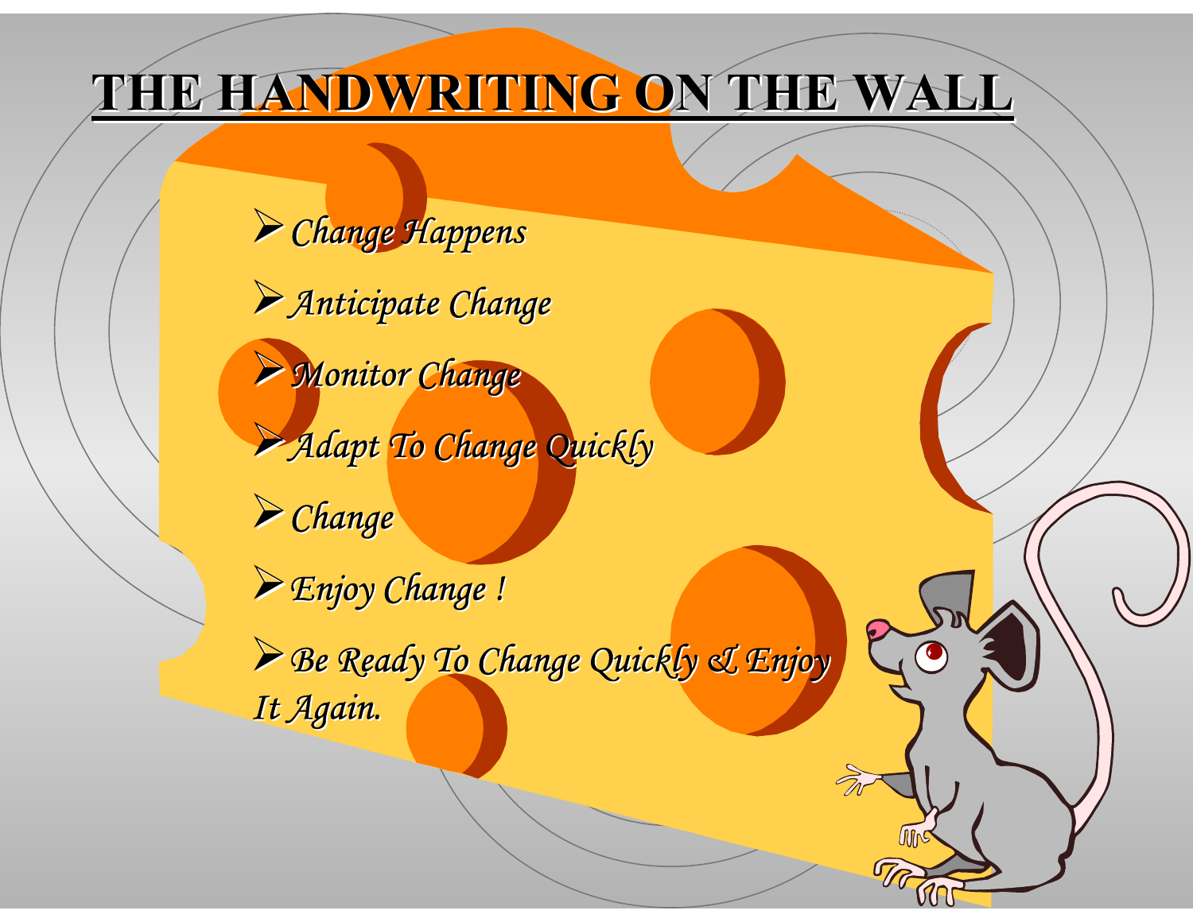# THE HANDWRITING ON THE WALL

- *Change Happens*
- *Anticipate Change*
- *Monitor Change*
- *Adapt To Change Quickly*
- *Change*
- *Enjoy Change !*
- *Be Ready To Change Quickly & Enjoy It Again.*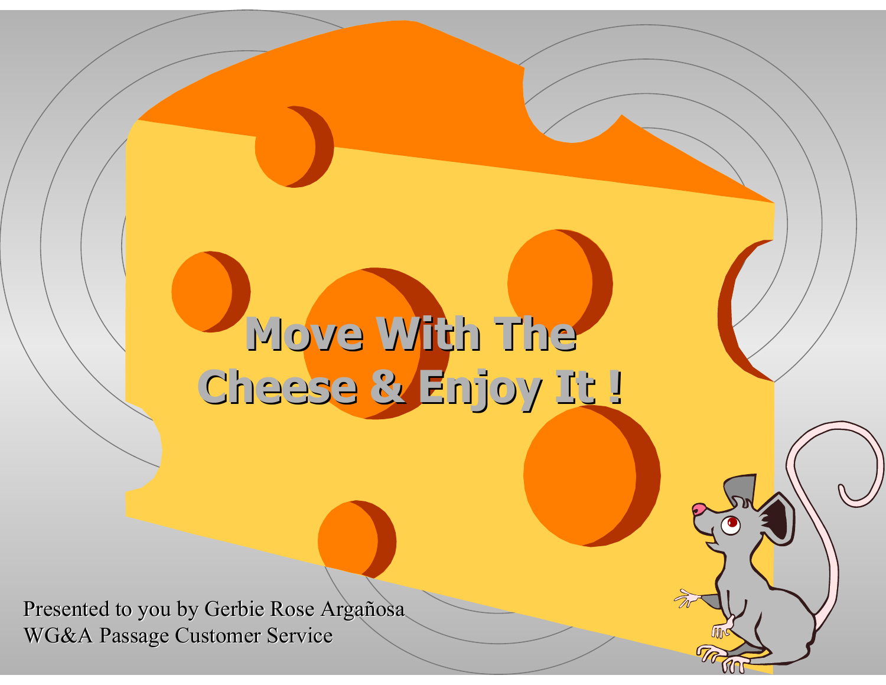# Move With The Cheese & Enjoy It !

Presented to you by Gerbie Rose Argañosa
WG&A Passage Customer Service